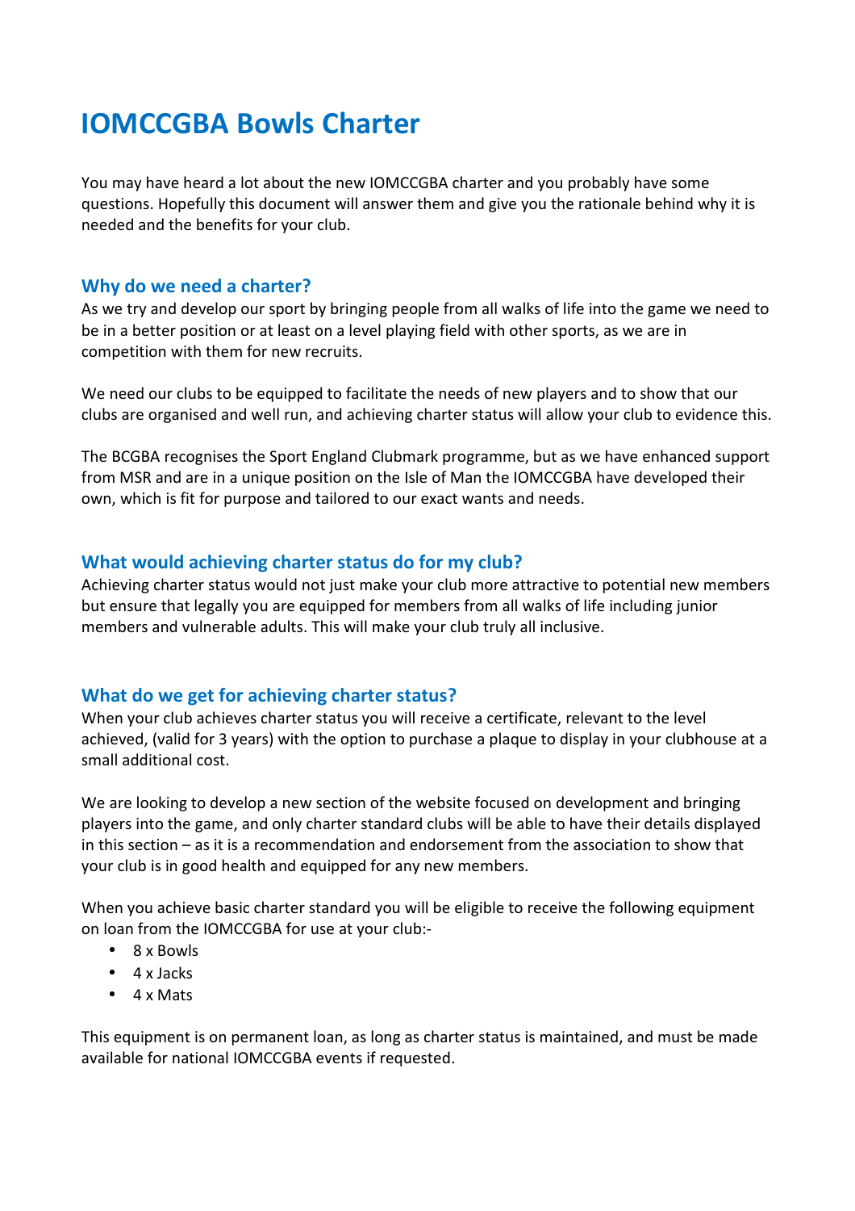# IOMCCGBA Bowls Charter

You may have heard a lot about the new IOMCCGBA charter and you probably have some questions. Hopefully this document will answer them and give you the rationale behind why it is needed and the benefits for your club.

## Why do we need a charter?

As we try and develop our sport by bringing people from all walks of life into the game we need to be in a better position or at least on a level playing field with other sports, as we are in competition with them for new recruits.

We need our clubs to be equipped to facilitate the needs of new players and to show that our clubs are organised and well run, and achieving charter status will allow your club to evidence this.

The BCGBA recognises the Sport England Clubmark programme, but as we have enhanced support from MSR and are in a unique position on the Isle of Man the IOMCCGBA have developed their own, which is fit for purpose and tailored to our exact wants and needs.

## What would achieving charter status do for my club?

Achieving charter status would not just make your club more attractive to potential new members but ensure that legally you are equipped for members from all walks of life including junior members and vulnerable adults. This will make your club truly all inclusive.

## What do we get for achieving charter status?

When your club achieves charter status you will receive a certificate, relevant to the level achieved, (valid for 3 years) with the option to purchase a plaque to display in your clubhouse at a small additional cost.

We are looking to develop a new section of the website focused on development and bringing players into the game, and only charter standard clubs will be able to have their details displayed in this section – as it is a recommendation and endorsement from the association to show that your club is in good health and equipped for any new members.

When you achieve basic charter standard you will be eligible to receive the following equipment on loan from the IOMCCGBA for use at your club:-

- 8 x Bowls
- 4 x Jacks
- 4 x Mats

This equipment is on permanent loan, as long as charter status is maintained, and must be made available for national IOMCCGBA events if requested.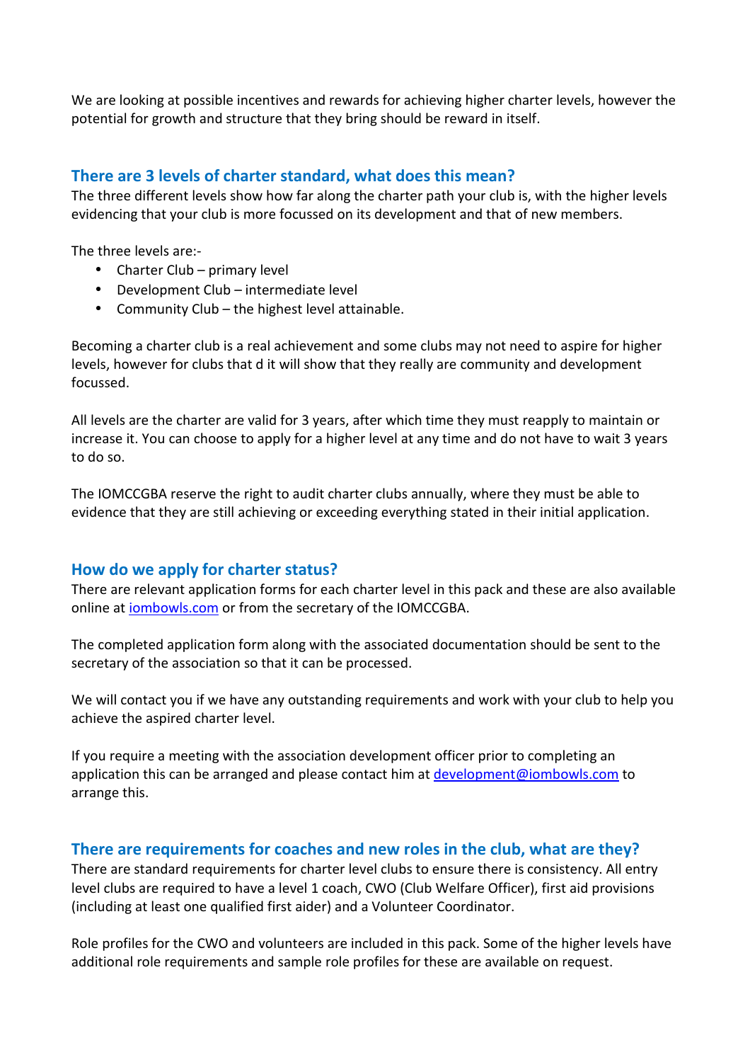We are looking at possible incentives and rewards for achieving higher charter levels, however the potential for growth and structure that they bring should be reward in itself.

## There are 3 levels of charter standard, what does this mean?

The three different levels show how far along the charter path your club is, with the higher levels evidencing that your club is more focussed on its development and that of new members.

The three levels are:-

- Charter Club – primary level
- Development Club – intermediate level
- Community Club – the highest level attainable.

Becoming a charter club is a real achievement and some clubs may not need to aspire for higher levels, however for clubs that d it will show that they really are community and development focussed.

All levels are the charter are valid for 3 years, after which time they must reapply to maintain or increase it. You can choose to apply for a higher level at any time and do not have to wait 3 years to do so.

The IOMCCGBA reserve the right to audit charter clubs annually, where they must be able to evidence that they are still achieving or exceeding everything stated in their initial application.

## How do we apply for charter status?

There are relevant application forms for each charter level in this pack and these are also available online at [iombowls.com](http://iombowls.com) or from the secretary of the IOMCCGBA.

The completed application form along with the associated documentation should be sent to the secretary of the association so that it can be processed.

We will contact you if we have any outstanding requirements and work with your club to help you achieve the aspired charter level.

If you require a meeting with the association development officer prior to completing an application this can be arranged and please contact him at [development@iombowls.com](mailto:development@iombowls.com) to arrange this.

## There are requirements for coaches and new roles in the club, what are they?

There are standard requirements for charter level clubs to ensure there is consistency. All entry level clubs are required to have a level 1 coach, CWO (Club Welfare Officer), first aid provisions (including at least one qualified first aider) and a Volunteer Coordinator.

Role profiles for the CWO and volunteers are included in this pack. Some of the higher levels have additional role requirements and sample role profiles for these are available on request.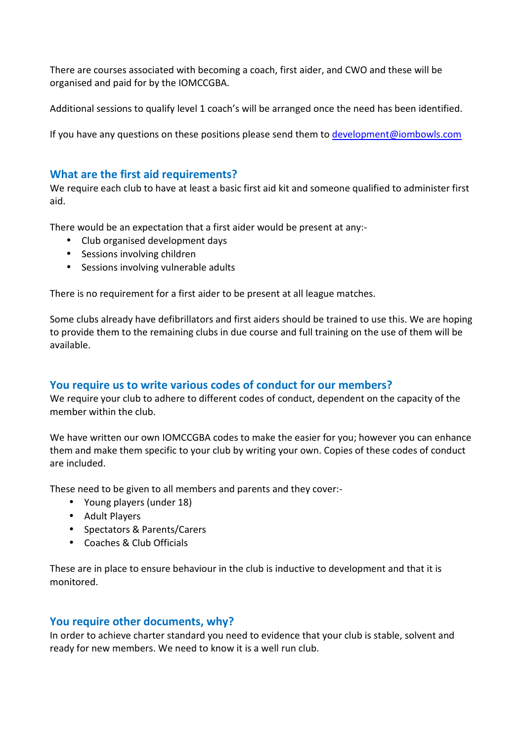There are courses associated with becoming a coach, first aider, and CWO and these will be organised and paid for by the IOMCCGBA.

Additional sessions to qualify level 1 coach's will be arranged once the need has been identified.

If you have any questions on these positions please send them to development@iombowls.com

## What are the first aid requirements?

We require each club to have at least a basic first aid kit and someone qualified to administer first aid.

There would be an expectation that a first aider would be present at any:-

- Club organised development days
- Sessions involving children
- Sessions involving vulnerable adults

There is no requirement for a first aider to be present at all league matches.

Some clubs already have defibrillators and first aiders should be trained to use this. We are hoping to provide them to the remaining clubs in due course and full training on the use of them will be available.

## You require us to write various codes of conduct for our members?

We require your club to adhere to different codes of conduct, dependent on the capacity of the member within the club.

We have written our own IOMCCGBA codes to make the easier for you; however you can enhance them and make them specific to your club by writing your own. Copies of these codes of conduct are included.

These need to be given to all members and parents and they cover:-

- Young players (under 18)
- Adult Players
- Spectators & Parents/Carers
- Coaches & Club Officials

These are in place to ensure behaviour in the club is inductive to development and that it is monitored.

## You require other documents, why?

In order to achieve charter standard you need to evidence that your club is stable, solvent and ready for new members. We need to know it is a well run club.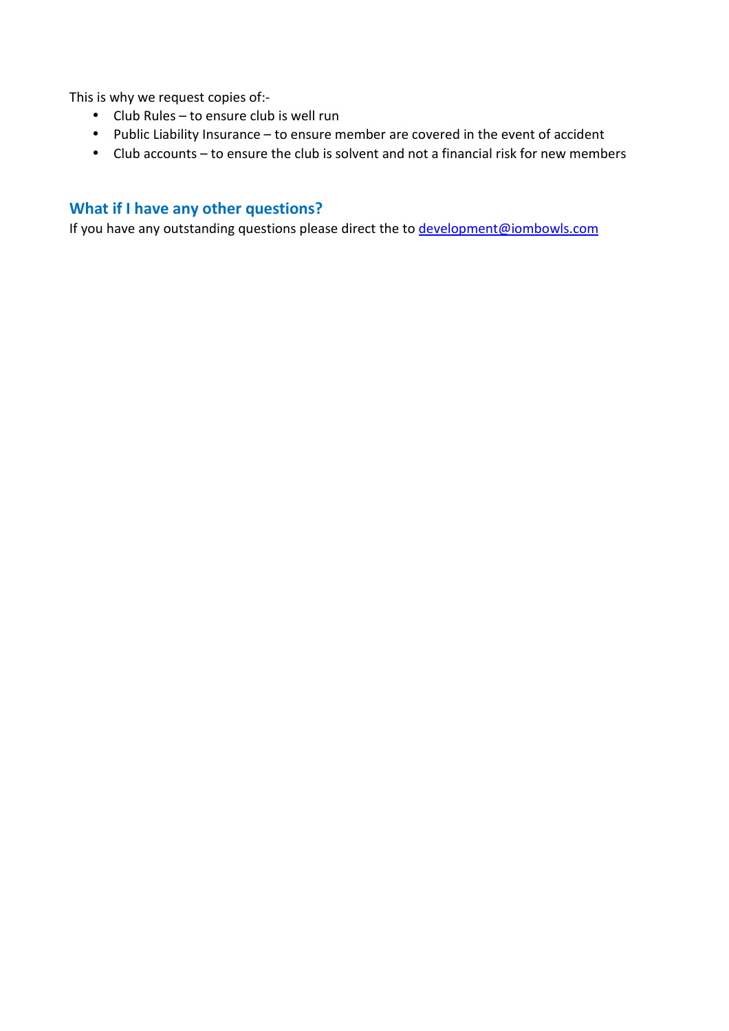This is why we request copies of:-

- Club Rules – to ensure club is well run
- Public Liability Insurance – to ensure member are covered in the event of accident
- Club accounts – to ensure the club is solvent and not a financial risk for new members

## What if I have any other questions?

If you have any outstanding questions please direct the to [development@iombowls.com](mailto:development@iombowls.com)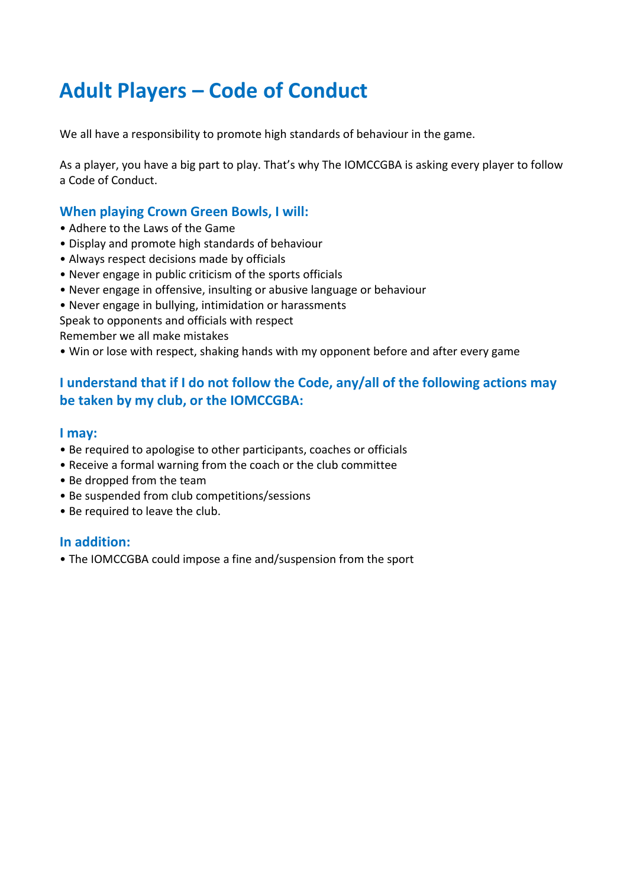# Adult Players – Code of Conduct

We all have a responsibility to promote high standards of behaviour in the game.

As a player, you have a big part to play. That's why The IOMCCGBA is asking every player to follow a Code of Conduct.

### When playing Crown Green Bowls, I will:

- Adhere to the Laws of the Game
- Display and promote high standards of behaviour
- Always respect decisions made by officials
- Never engage in public criticism of the sports officials
- Never engage in offensive, insulting or abusive language or behaviour
- Never engage in bullying, intimidation or harassments

Speak to opponents and officials with respect

Remember we all make mistakes

- Win or lose with respect, shaking hands with my opponent before and after every game

### I understand that if I do not follow the Code, any/all of the following actions may be taken by my club, or the IOMCCGBA:

### I may:

- Be required to apologise to other participants, coaches or officials
- Receive a formal warning from the coach or the club committee
- Be dropped from the team
- Be suspended from club competitions/sessions
- Be required to leave the club.

### In addition:

- The IOMCCGBA could impose a fine and/suspension from the sport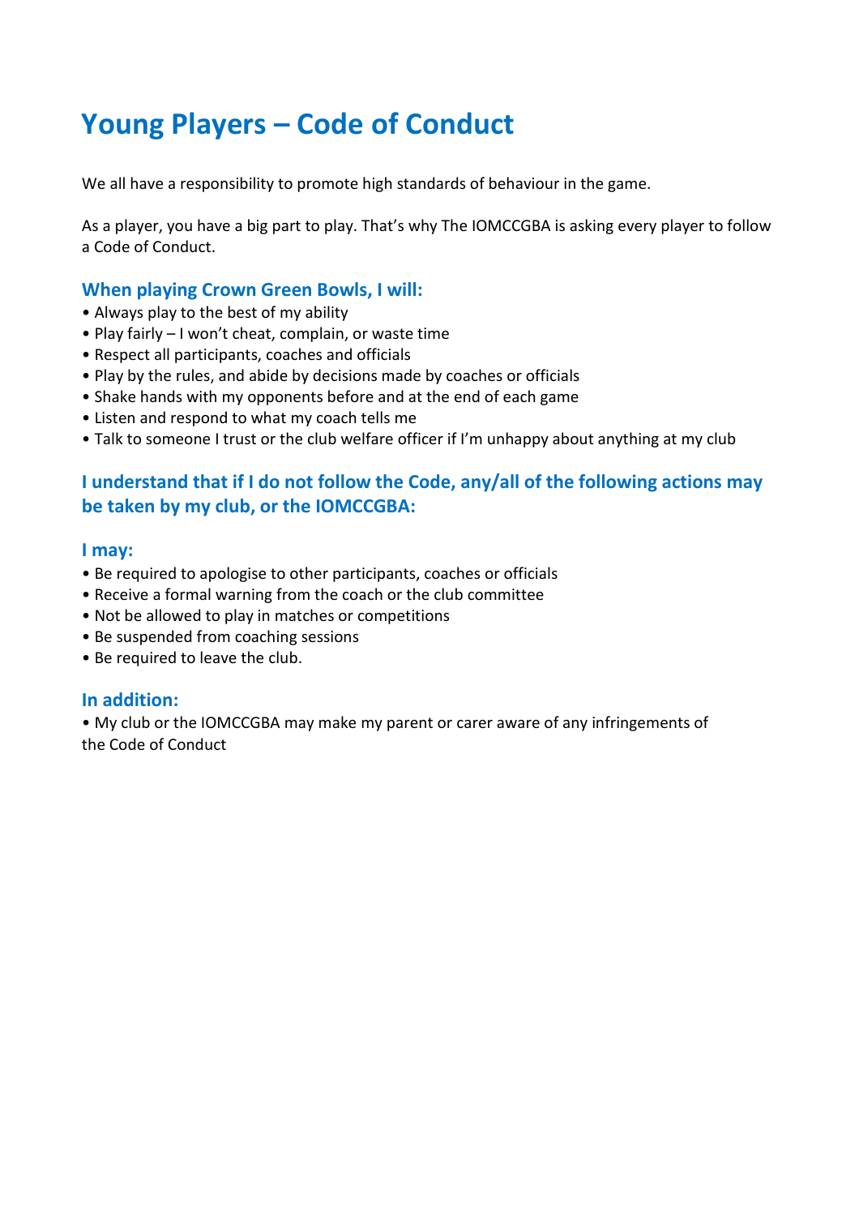# Young Players – Code of Conduct

We all have a responsibility to promote high standards of behaviour in the game.

As a player, you have a big part to play. That's why The IOMCCGBA is asking every player to follow a Code of Conduct.

### When playing Crown Green Bowls, I will:

- Always play to the best of my ability
- Play fairly – I won't cheat, complain, or waste time
- Respect all participants, coaches and officials
- Play by the rules, and abide by decisions made by coaches or officials
- Shake hands with my opponents before and at the end of each game
- Listen and respond to what my coach tells me
- Talk to someone I trust or the club welfare officer if I'm unhappy about anything at my club

### I understand that if I do not follow the Code, any/all of the following actions may be taken by my club, or the IOMCCGBA:

### I may:

- Be required to apologise to other participants, coaches or officials
- Receive a formal warning from the coach or the club committee
- Not be allowed to play in matches or competitions
- Be suspended from coaching sessions
- Be required to leave the club.

### In addition:

- My club or the IOMCCGBA may make my parent or carer aware of any infringements of the Code of Conduct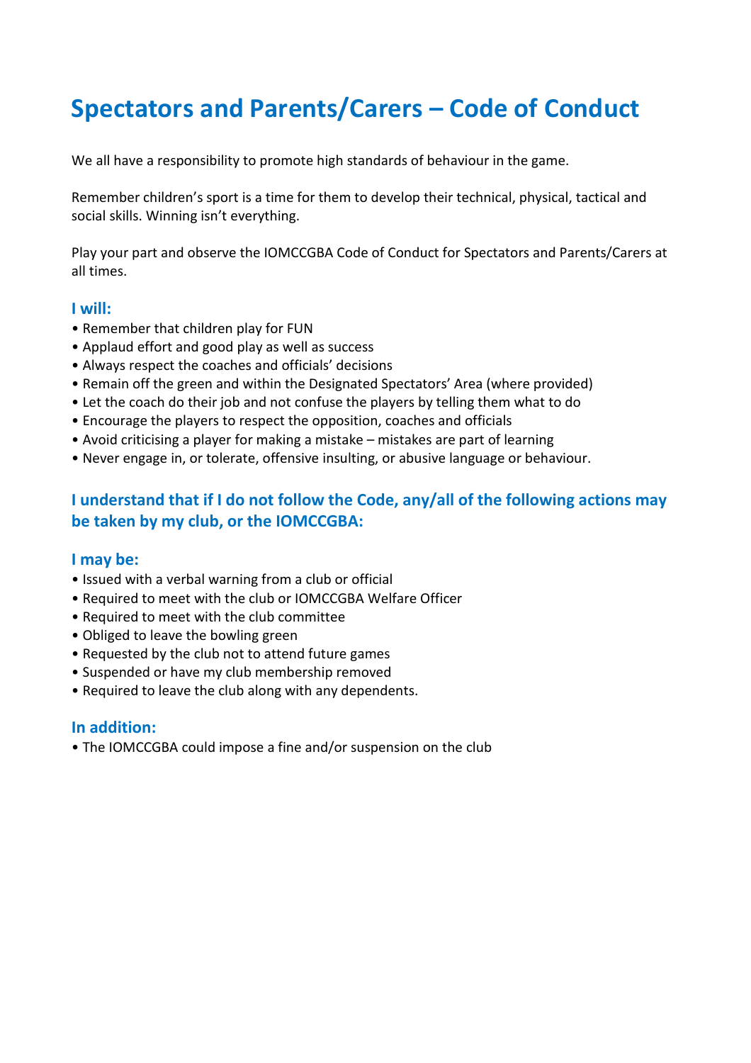# Spectators and Parents/Carers – Code of Conduct

We all have a responsibility to promote high standards of behaviour in the game.

Remember children's sport is a time for them to develop their technical, physical, tactical and social skills. Winning isn't everything.

Play your part and observe the IOMCCGBA Code of Conduct for Spectators and Parents/Carers at all times.

### I will:

- Remember that children play for FUN
- Applaud effort and good play as well as success
- Always respect the coaches and officials' decisions
- Remain off the green and within the Designated Spectators' Area (where provided)
- Let the coach do their job and not confuse the players by telling them what to do
- Encourage the players to respect the opposition, coaches and officials
- Avoid criticising a player for making a mistake – mistakes are part of learning
- Never engage in, or tolerate, offensive insulting, or abusive language or behaviour.

### I understand that if I do not follow the Code, any/all of the following actions may be taken by my club, or the IOMCCGBA:

### I may be:

- Issued with a verbal warning from a club or official
- Required to meet with the club or IOMCCGBA Welfare Officer
- Required to meet with the club committee
- Obliged to leave the bowling green
- Requested by the club not to attend future games
- Suspended or have my club membership removed
- Required to leave the club along with any dependents.

### In addition:

- The IOMCCGBA could impose a fine and/or suspension on the club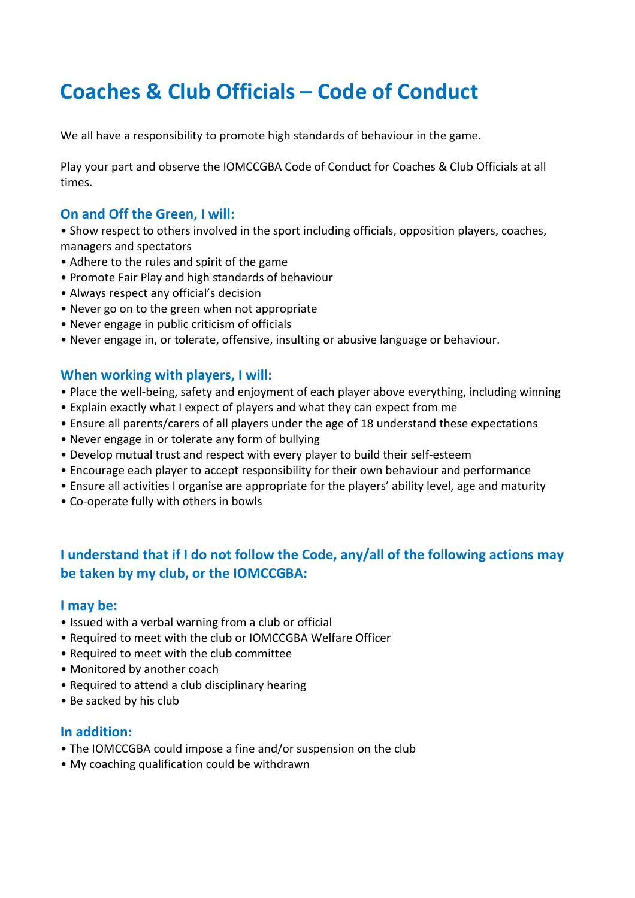# Coaches & Club Officials – Code of Conduct

We all have a responsibility to promote high standards of behaviour in the game.

Play your part and observe the IOMCCGBA Code of Conduct for Coaches & Club Officials at all times.

### On and Off the Green, I will:

- Show respect to others involved in the sport including officials, opposition players, coaches, managers and spectators
- Adhere to the rules and spirit of the game
- Promote Fair Play and high standards of behaviour
- Always respect any official's decision
- Never go on to the green when not appropriate
- Never engage in public criticism of officials
- Never engage in, or tolerate, offensive, insulting or abusive language or behaviour.

### When working with players, I will:

- Place the well-being, safety and enjoyment of each player above everything, including winning
- Explain exactly what I expect of players and what they can expect from me
- Ensure all parents/carers of all players under the age of 18 understand these expectations
- Never engage in or tolerate any form of bullying
- Develop mutual trust and respect with every player to build their self-esteem
- Encourage each player to accept responsibility for their own behaviour and performance
- Ensure all activities I organise are appropriate for the players' ability level, age and maturity
- Co-operate fully with others in bowls

## I understand that if I do not follow the Code, any/all of the following actions may be taken by my club, or the IOMCCGBA:

### I may be:

- Issued with a verbal warning from a club or official
- Required to meet with the club or IOMCCGBA Welfare Officer
- Required to meet with the club committee
- Monitored by another coach
- Required to attend a club disciplinary hearing
- Be sacked by his club

### In addition:

- The IOMCCGBA could impose a fine and/or suspension on the club
- My coaching qualification could be withdrawn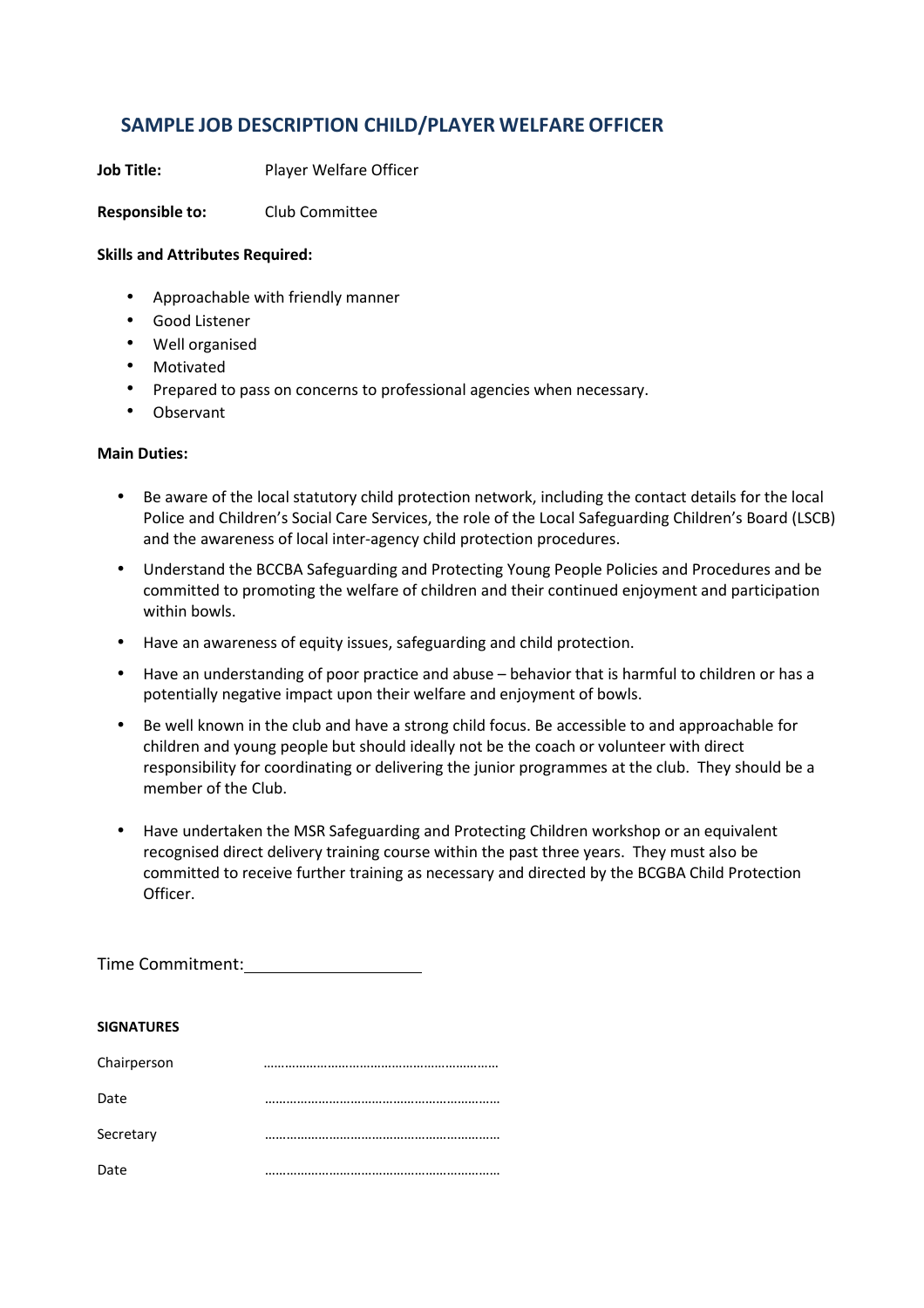## SAMPLE JOB DESCRIPTION CHILD/PLAYER WELFARE OFFICER

**Job Title:** Player Welfare Officer

**Responsible to:** Club Committee

**Skills and Attributes Required:**

- Approachable with friendly manner
- Good Listener
- Well organised
- Motivated
- Prepared to pass on concerns to professional agencies when necessary.
- Observant

**Main Duties:**

- Be aware of the local statutory child protection network, including the contact details for the local Police and Children's Social Care Services, the role of the Local Safeguarding Children's Board (LSCB) and the awareness of local inter-agency child protection procedures.
- Understand the BCCBA Safeguarding and Protecting Young People Policies and Procedures and be committed to promoting the welfare of children and their continued enjoyment and participation within bowls.
- Have an awareness of equity issues, safeguarding and child protection.
- Have an understanding of poor practice and abuse – behavior that is harmful to children or has a potentially negative impact upon their welfare and enjoyment of bowls.
- Be well known in the club and have a strong child focus. Be accessible to and approachable for children and young people but should ideally not be the coach or volunteer with direct responsibility for coordinating or delivering the junior programmes at the club. They should be a member of the Club.
- Have undertaken the MSR Safeguarding and Protecting Children workshop or an equivalent recognised direct delivery training course within the past three years. They must also be committed to receive further training as necessary and directed by the BCGBA Child Protection Officer.

Time Commitment: ____________________

**SIGNATURES**

Chairperson ………………………………………………………

Date ………………………………………………………

Secretary ………………………………………………………

Date ………………………………………………………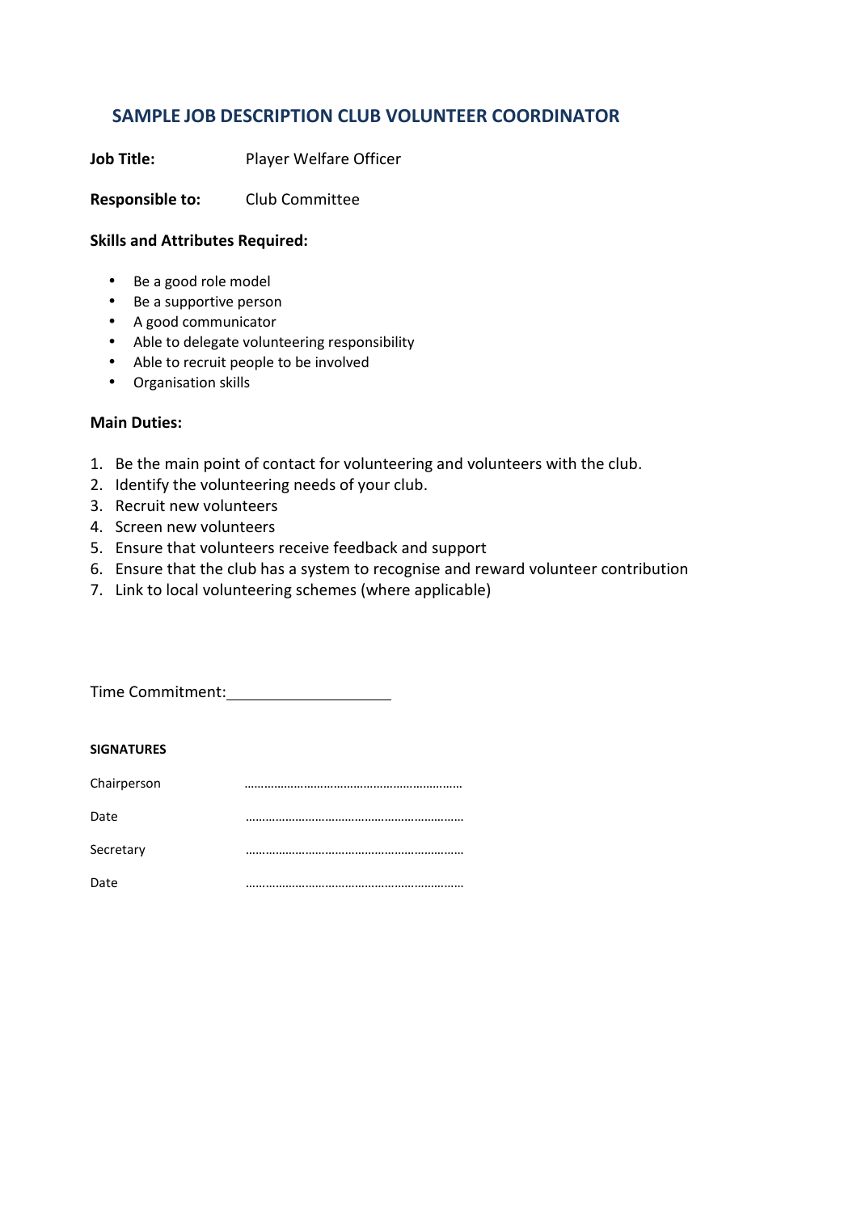## SAMPLE JOB DESCRIPTION CLUB VOLUNTEER COORDINATOR

**Job Title:** Player Welfare Officer

**Responsible to:** Club Committee

**Skills and Attributes Required:**

- Be a good role model
- Be a supportive person
- A good communicator
- Able to delegate volunteering responsibility
- Able to recruit people to be involved
- Organisation skills

**Main Duties:**

1. Be the main point of contact for volunteering and volunteers with the club.
2. Identify the volunteering needs of your club.
3. Recruit new volunteers
4. Screen new volunteers
5. Ensure that volunteers receive feedback and support
6. Ensure that the club has a system to recognise and reward volunteer contribution
7. Link to local volunteering schemes (where applicable)

Time Commitment:____________________

**SIGNATURES**

Chairperson ………………………………………………………

Date ………………………………………………………

Secretary ………………………………………………………

Date ………………………………………………………